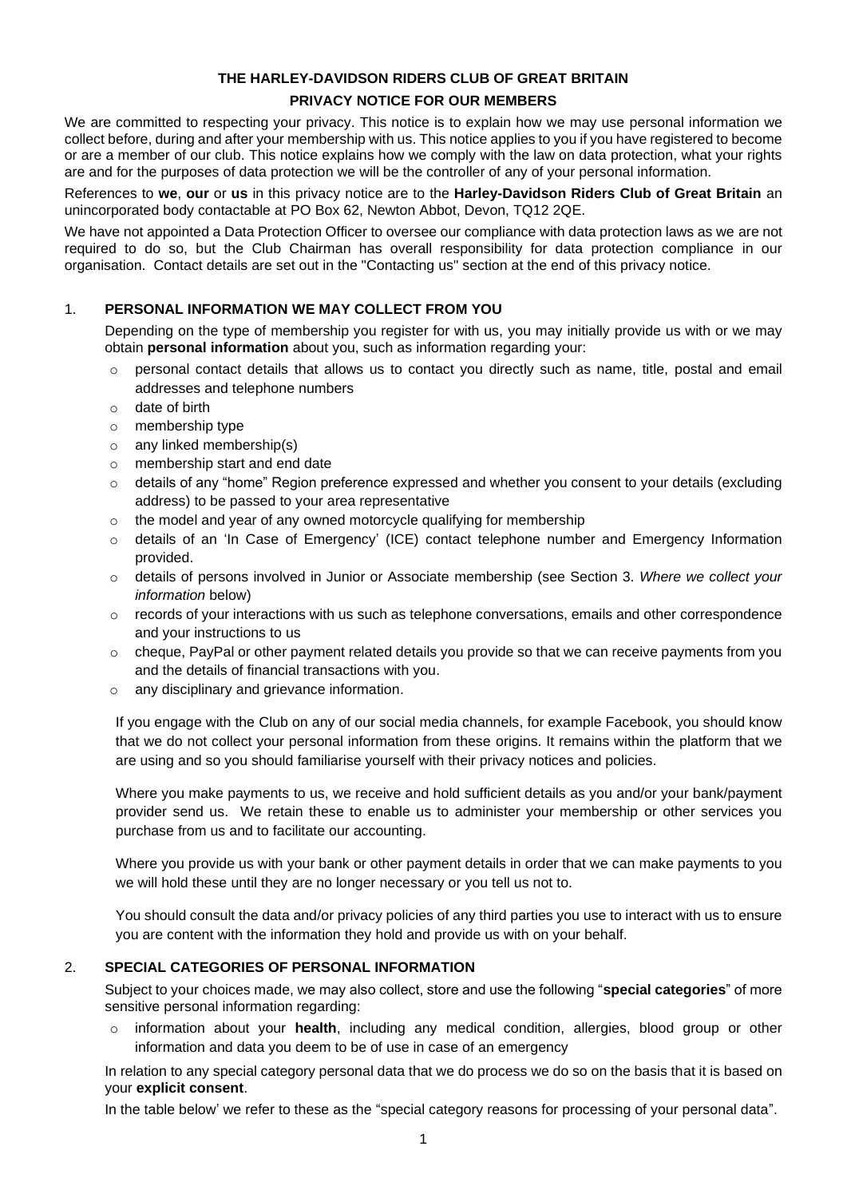# THE HARLEY-DAVIDSON RIDERS CLUB OF GREAT BRITAIN

## PRIVACY NOTICE FOR OUR MEMBERS

We are committed to respecting your privacy. This notice is to explain how we may use personal information we collect before, during and after your membership with us. This notice applies to you if you have registered to become or are a member of our club. This notice explains how we comply with the law on data protection, what your rights are and for the purposes of data protection we will be the controller of any of your personal information.

References to **we**, **our** or **us** in this privacy notice are to the **Harley-Davidson Riders Club of Great Britain** an unincorporated body contactable at PO Box 62, Newton Abbot, Devon, TQ12 2QE.

We have not appointed a Data Protection Officer to oversee our compliance with data protection laws as we are not required to do so, but the Club Chairman has overall responsibility for data protection compliance in our organisation. Contact details are set out in the "Contacting us" section at the end of this privacy notice.

### 1. PERSONAL INFORMATION WE MAY COLLECT FROM YOU

Depending on the type of membership you register for with us, you may initially provide us with or we may obtain **personal information** about you, such as information regarding your:

- personal contact details that allows us to contact you directly such as name, title, postal and email addresses and telephone numbers
- date of birth
- membership type
- any linked membership(s)
- membership start and end date
- details of any "home" Region preference expressed and whether you consent to your details (excluding address) to be passed to your area representative
- the model and year of any owned motorcycle qualifying for membership
- details of an 'In Case of Emergency' (ICE) contact telephone number and Emergency Information provided.
- details of persons involved in Junior or Associate membership (see Section 3. *Where we collect your information* below)
- records of your interactions with us such as telephone conversations, emails and other correspondence and your instructions to us
- cheque, PayPal or other payment related details you provide so that we can receive payments from you and the details of financial transactions with you.
- any disciplinary and grievance information.

If you engage with the Club on any of our social media channels, for example Facebook, you should know that we do not collect your personal information from these origins. It remains within the platform that we are using and so you should familiarise yourself with their privacy notices and policies.

Where you make payments to us, we receive and hold sufficient details as you and/or your bank/payment provider send us. We retain these to enable us to administer your membership or other services you purchase from us and to facilitate our accounting.

Where you provide us with your bank or other payment details in order that we can make payments to you we will hold these until they are no longer necessary or you tell us not to.

You should consult the data and/or privacy policies of any third parties you use to interact with us to ensure you are content with the information they hold and provide us with on your behalf.

### 2. SPECIAL CATEGORIES OF PERSONAL INFORMATION

Subject to your choices made, we may also collect, store and use the following "**special categories**" of more sensitive personal information regarding:

- information about your **health**, including any medical condition, allergies, blood group or other information and data you deem to be of use in case of an emergency

In relation to any special category personal data that we do process we do so on the basis that it is based on your **explicit consent**.

In the table below' we refer to these as the "special category reasons for processing of your personal data".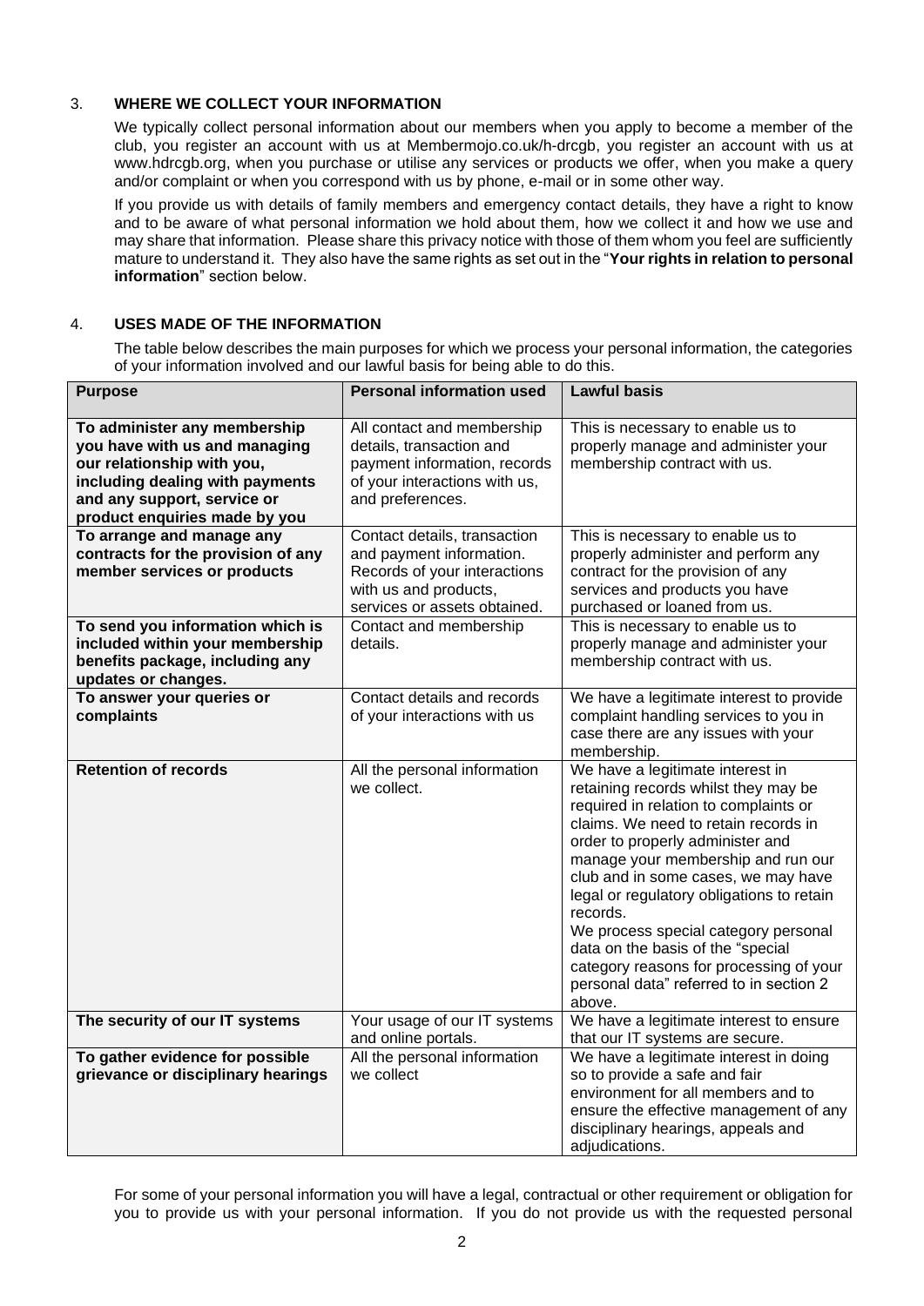## 3. WHERE WE COLLECT YOUR INFORMATION

We typically collect personal information about our members when you apply to become a member of the club, you register an account with us at Membermojo.co.uk/h-drcgb, you register an account with us at www.hdrcgb.org, when you purchase or utilise any services or products we offer, when you make a query and/or complaint or when you correspond with us by phone, e-mail or in some other way.

If you provide us with details of family members and emergency contact details, they have a right to know and to be aware of what personal information we hold about them, how we collect it and how we use and may share that information. Please share this privacy notice with those of them whom you feel are sufficiently mature to understand it. They also have the same rights as set out in the "**Your rights in relation to personal information**" section below.

## 4. USES MADE OF THE INFORMATION

The table below describes the main purposes for which we process your personal information, the categories of your information involved and our lawful basis for being able to do this.

| Purpose | Personal information used | Lawful basis |
|---|---|---|
| **To administer any membership you have with us and managing our relationship with you, including dealing with payments and any support, service or product enquiries made by you** | All contact and membership details, transaction and payment information, records of your interactions with us, and preferences. | This is necessary to enable us to properly manage and administer your membership contract with us. |
| **To arrange and manage any contracts for the provision of any member services or products** | Contact details, transaction and payment information. Records of your interactions with us and products, services or assets obtained. | This is necessary to enable us to properly administer and perform any contract for the provision of any services and products you have purchased or loaned from us. |
| **To send you information which is included within your membership benefits package, including any updates or changes.** | Contact and membership details. | This is necessary to enable us to properly manage and administer your membership contract with us. |
| **To answer your queries or complaints** | Contact details and records of your interactions with us | We have a legitimate interest to provide complaint handling services to you in case there are any issues with your membership. |
| **Retention of records** | All the personal information we collect. | We have a legitimate interest in retaining records whilst they may be required in relation to complaints or claims. We need to retain records in order to properly administer and manage your membership and run our club and in some cases, we may have legal or regulatory obligations to retain records.<br>We process special category personal data on the basis of the "special category reasons for processing of your personal data" referred to in section 2 above. |
| **The security of our IT systems** | Your usage of our IT systems and online portals. | We have a legitimate interest to ensure that our IT systems are secure. |
| **To gather evidence for possible grievance or disciplinary hearings** | All the personal information we collect | We have a legitimate interest in doing so to provide a safe and fair environment for all members and to ensure the effective management of any disciplinary hearings, appeals and adjudications. |

For some of your personal information you will have a legal, contractual or other requirement or obligation for you to provide us with your personal information. If you do not provide us with the requested personal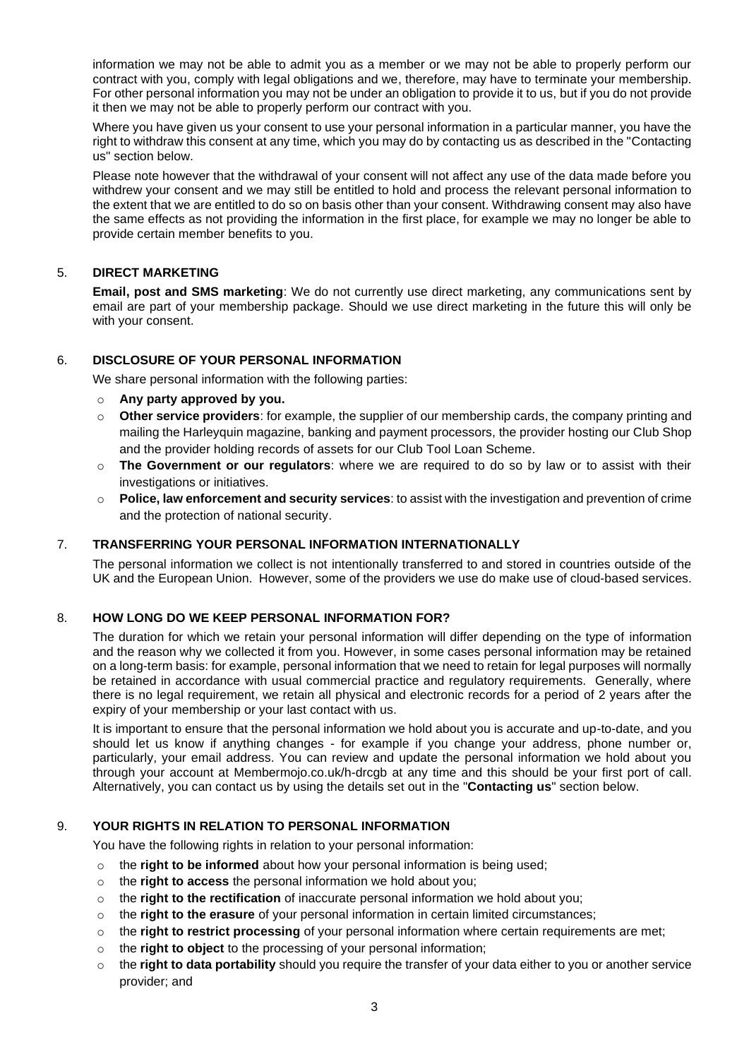information we may not be able to admit you as a member or we may not be able to properly perform our contract with you, comply with legal obligations and we, therefore, may have to terminate your membership. For other personal information you may not be under an obligation to provide it to us, but if you do not provide it then we may not be able to properly perform our contract with you.

Where you have given us your consent to use your personal information in a particular manner, you have the right to withdraw this consent at any time, which you may do by contacting us as described in the "Contacting us" section below.

Please note however that the withdrawal of your consent will not affect any use of the data made before you withdrew your consent and we may still be entitled to hold and process the relevant personal information to the extent that we are entitled to do so on basis other than your consent. Withdrawing consent may also have the same effects as not providing the information in the first place, for example we may no longer be able to provide certain member benefits to you.

## 5. DIRECT MARKETING

**Email, post and SMS marketing**: We do not currently use direct marketing, any communications sent by email are part of your membership package. Should we use direct marketing in the future this will only be with your consent.

## 6. DISCLOSURE OF YOUR PERSONAL INFORMATION

We share personal information with the following parties:

- **Any party approved by you.**
- **Other service providers**: for example, the supplier of our membership cards, the company printing and mailing the Harleyquin magazine, banking and payment processors, the provider hosting our Club Shop and the provider holding records of assets for our Club Tool Loan Scheme.
- **The Government or our regulators**: where we are required to do so by law or to assist with their investigations or initiatives.
- **Police, law enforcement and security services**: to assist with the investigation and prevention of crime and the protection of national security.

## 7. TRANSFERRING YOUR PERSONAL INFORMATION INTERNATIONALLY

The personal information we collect is not intentionally transferred to and stored in countries outside of the UK and the European Union. However, some of the providers we use do make use of cloud-based services.

## 8. HOW LONG DO WE KEEP PERSONAL INFORMATION FOR?

The duration for which we retain your personal information will differ depending on the type of information and the reason why we collected it from you. However, in some cases personal information may be retained on a long-term basis: for example, personal information that we need to retain for legal purposes will normally be retained in accordance with usual commercial practice and regulatory requirements. Generally, where there is no legal requirement, we retain all physical and electronic records for a period of 2 years after the expiry of your membership or your last contact with us.

It is important to ensure that the personal information we hold about you is accurate and up-to-date, and you should let us know if anything changes - for example if you change your address, phone number or, particularly, your email address. You can review and update the personal information we hold about you through your account at Membermojo.co.uk/h-drcgb at any time and this should be your first port of call. Alternatively, you can contact us by using the details set out in the "**Contacting us**" section below.

## 9. YOUR RIGHTS IN RELATION TO PERSONAL INFORMATION

You have the following rights in relation to your personal information:

- the **right to be informed** about how your personal information is being used;
- the **right to access** the personal information we hold about you;
- the **right to the rectification** of inaccurate personal information we hold about you;
- the **right to the erasure** of your personal information in certain limited circumstances;
- the **right to restrict processing** of your personal information where certain requirements are met;
- the **right to object** to the processing of your personal information;
- the **right to data portability** should you require the transfer of your data either to you or another service provider; and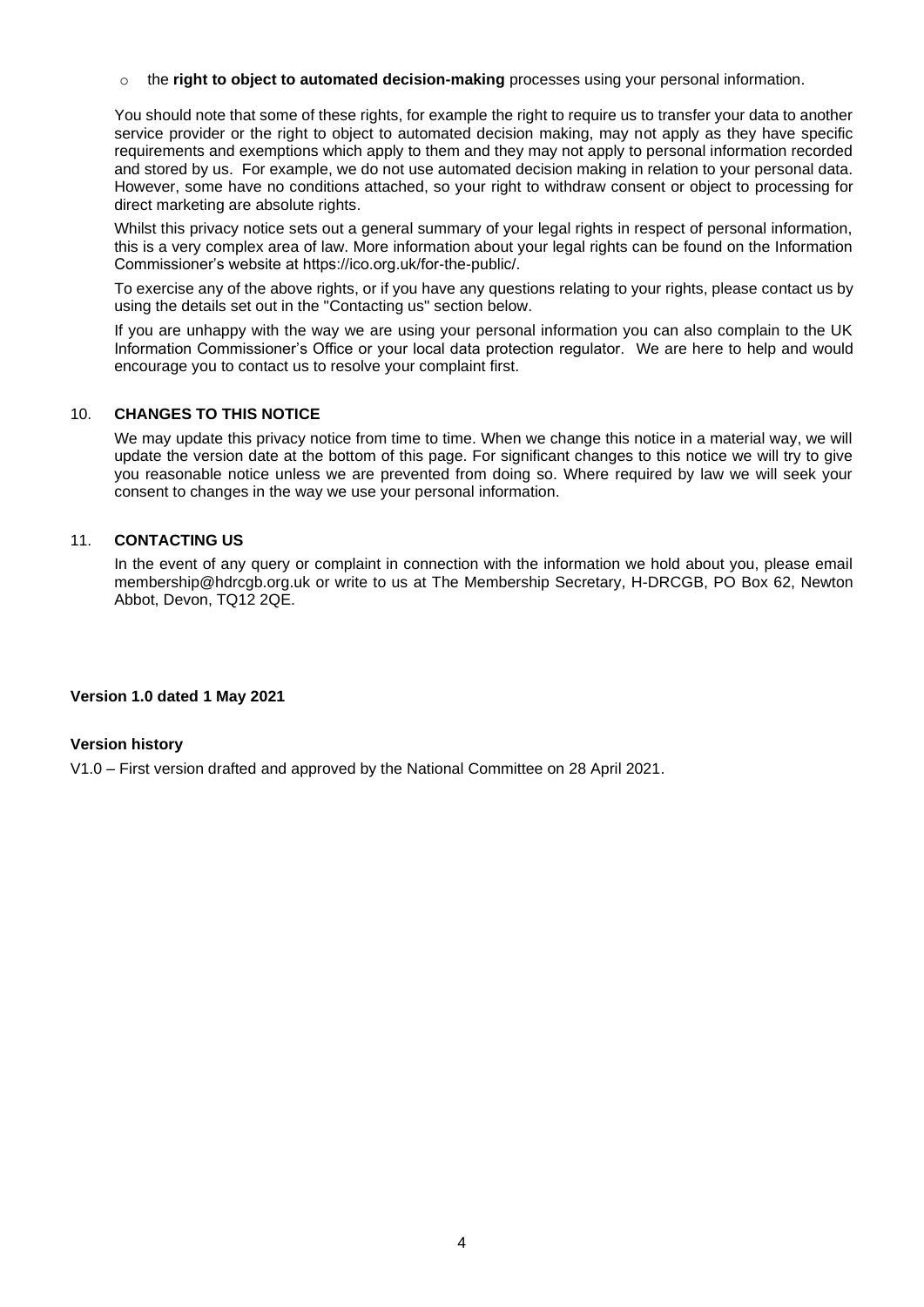- the **right to object to automated decision-making** processes using your personal information.

You should note that some of these rights, for example the right to require us to transfer your data to another service provider or the right to object to automated decision making, may not apply as they have specific requirements and exemptions which apply to them and they may not apply to personal information recorded and stored by us. For example, we do not use automated decision making in relation to your personal data. However, some have no conditions attached, so your right to withdraw consent or object to processing for direct marketing are absolute rights.

Whilst this privacy notice sets out a general summary of your legal rights in respect of personal information, this is a very complex area of law. More information about your legal rights can be found on the Information Commissioner's website at https://ico.org.uk/for-the-public/.

To exercise any of the above rights, or if you have any questions relating to your rights, please contact us by using the details set out in the "Contacting us" section below.

If you are unhappy with the way we are using your personal information you can also complain to the UK Information Commissioner's Office or your local data protection regulator. We are here to help and would encourage you to contact us to resolve your complaint first.

## 10. CHANGES TO THIS NOTICE

We may update this privacy notice from time to time. When we change this notice in a material way, we will update the version date at the bottom of this page. For significant changes to this notice we will try to give you reasonable notice unless we are prevented from doing so. Where required by law we will seek your consent to changes in the way we use your personal information.

## 11. CONTACTING US

In the event of any query or complaint in connection with the information we hold about you, please email membership@hdrcgb.org.uk or write to us at The Membership Secretary, H-DRCGB, PO Box 62, Newton Abbot, Devon, TQ12 2QE.

**Version 1.0 dated 1 May 2021**

**Version history**

V1.0 – First version drafted and approved by the National Committee on 28 April 2021.